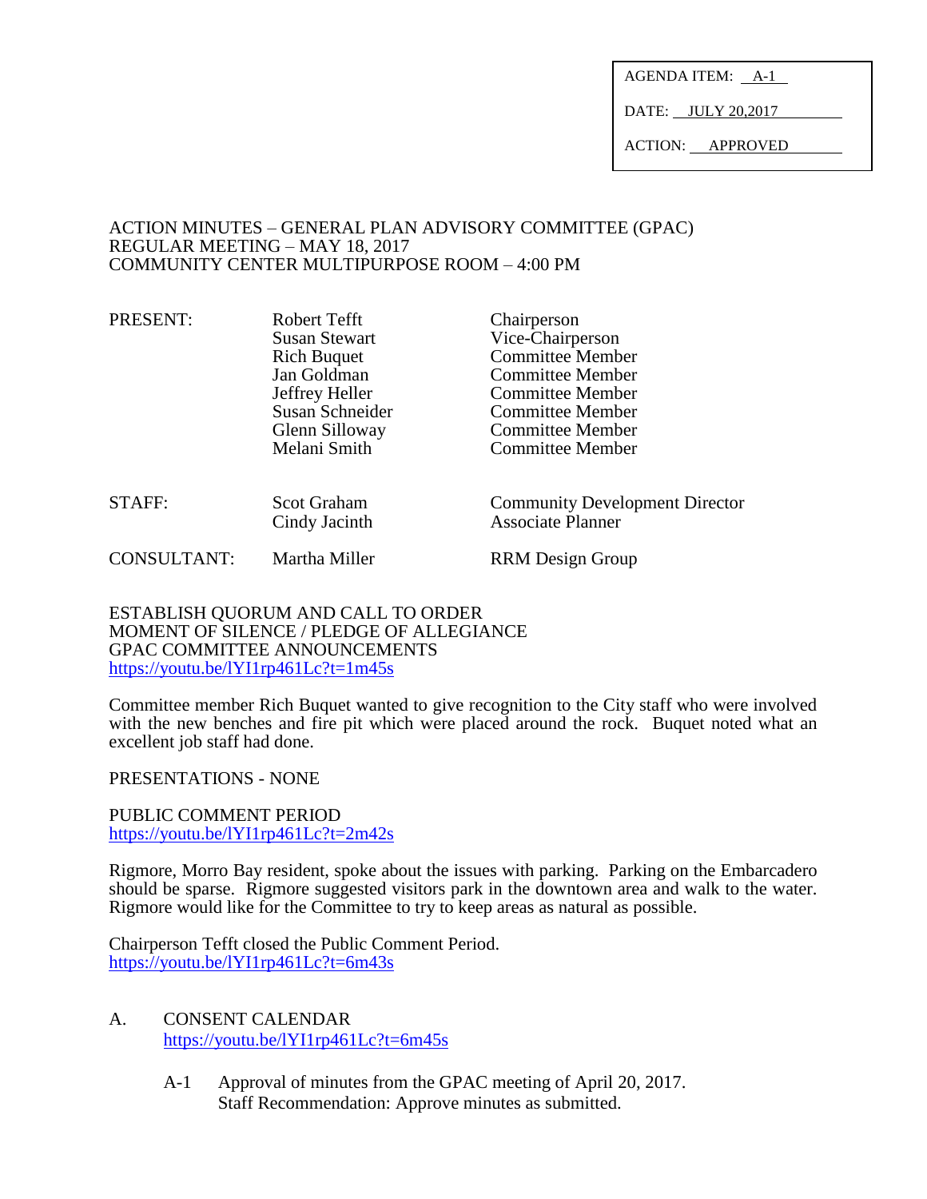AGENDA ITEM: A-1

DATE: JULY 20,2017

ACTION: APPROVED

ACTION MINUTES – GENERAL PLAN ADVISORY COMMITTEE (GPAC)
REGULAR MEETING – MAY 18, 2017
COMMUNITY CENTER MULTIPURPOSE ROOM – 4:00 PM

| | | |
|---|---|---|
| PRESENT: | Robert Tefft | Chairperson |
| | Susan Stewart | Vice-Chairperson |
| | Rich Buquet | Committee Member |
| | Jan Goldman | Committee Member |
| | Jeffrey Heller | Committee Member |
| | Susan Schneider | Committee Member |
| | Glenn Silloway | Committee Member |
| | Melani Smith | Committee Member |
| STAFF: | Scot Graham | Community Development Director |
| | Cindy Jacinth | Associate Planner |
| CONSULTANT: | Martha Miller | RRM Design Group |

ESTABLISH QUORUM AND CALL TO ORDER
MOMENT OF SILENCE / PLEDGE OF ALLEGIANCE
GPAC COMMITTEE ANNOUNCEMENTS
https://youtu.be/lYI1rp461Lc?t=1m45s

Committee member Rich Buquet wanted to give recognition to the City staff who were involved with the new benches and fire pit which were placed around the rock. Buquet noted what an excellent job staff had done.

PRESENTATIONS - NONE

PUBLIC COMMENT PERIOD
https://youtu.be/lYI1rp461Lc?t=2m42s

Rigmore, Morro Bay resident, spoke about the issues with parking. Parking on the Embarcadero should be sparse. Rigmore suggested visitors park in the downtown area and walk to the water. Rigmore would like for the Committee to try to keep areas as natural as possible.

Chairperson Tefft closed the Public Comment Period.
https://youtu.be/lYI1rp461Lc?t=6m43s

A. CONSENT CALENDAR
https://youtu.be/lYI1rp461Lc?t=6m45s

A-1 Approval of minutes from the GPAC meeting of April 20, 2017.
Staff Recommendation: Approve minutes as submitted.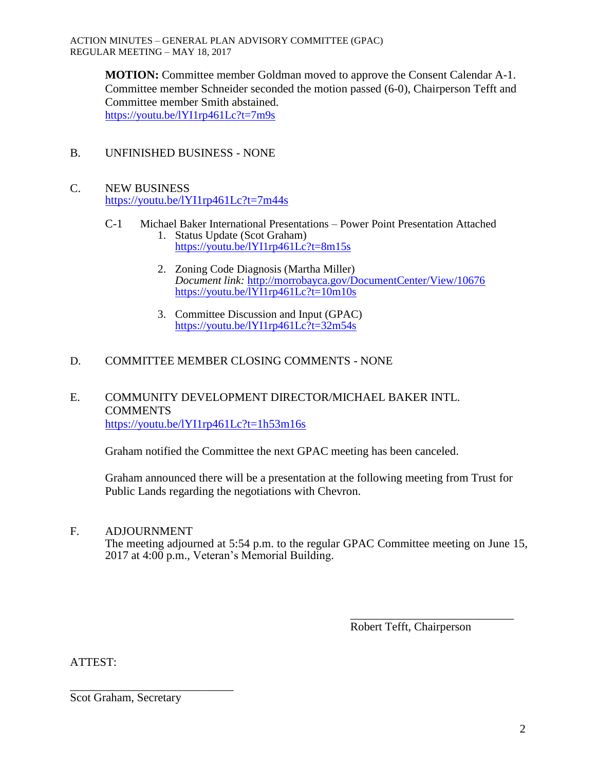**MOTION:** Committee member Goldman moved to approve the Consent Calendar A-1. Committee member Schneider seconded the motion passed (6-0), Chairperson Tefft and Committee member Smith abstained.
https://youtu.be/lYI1rp461Lc?t=7m9s

B. UNFINISHED BUSINESS - NONE

C. NEW BUSINESS
https://youtu.be/lYI1rp461Lc?t=7m44s

C-1 Michael Baker International Presentations – Power Point Presentation Attached

1. Status Update (Scot Graham)
   https://youtu.be/lYI1rp461Lc?t=8m15s

2. Zoning Code Diagnosis (Martha Miller)
   *Document link:* http://morrobayca.gov/DocumentCenter/View/10676
   https://youtu.be/lYI1rp461Lc?t=10m10s

3. Committee Discussion and Input (GPAC)
   https://youtu.be/lYI1rp461Lc?t=32m54s

D. COMMITTEE MEMBER CLOSING COMMENTS - NONE

E. COMMUNITY DEVELOPMENT DIRECTOR/MICHAEL BAKER INTL. COMMENTS
https://youtu.be/lYI1rp461Lc?t=1h53m16s

Graham notified the Committee the next GPAC meeting has been canceled.

Graham announced there will be a presentation at the following meeting from Trust for Public Lands regarding the negotiations with Chevron.

F. ADJOURNMENT
The meeting adjourned at 5:54 p.m. to the regular GPAC Committee meeting on June 15, 2017 at 4:00 p.m., Veteran's Memorial Building.

_____________________________
Robert Tefft, Chairperson

ATTEST:

_____________________________
Scot Graham, Secretary